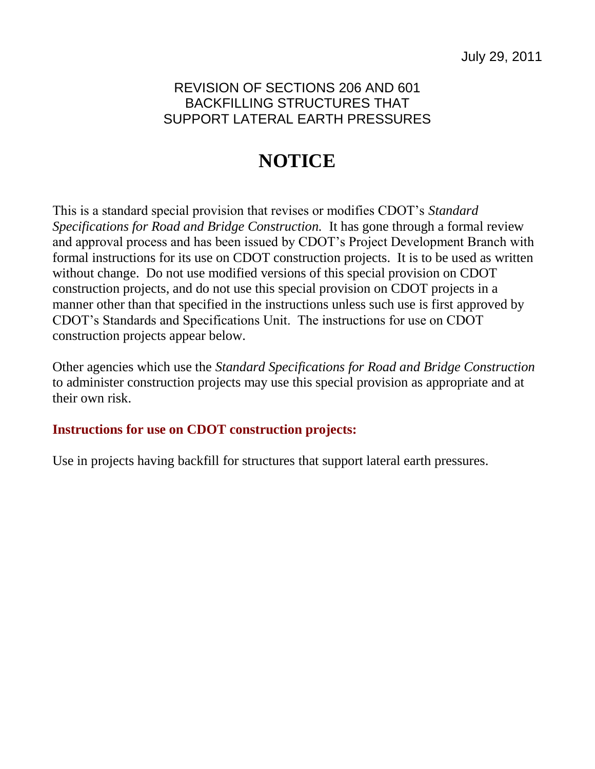July 29, 2011

REVISION OF SECTIONS 206 AND 601
BACKFILLING STRUCTURES THAT
SUPPORT LATERAL EARTH PRESSURES

# NOTICE

This is a standard special provision that revises or modifies CDOT's *Standard Specifications for Road and Bridge Construction.* It has gone through a formal review and approval process and has been issued by CDOT's Project Development Branch with formal instructions for its use on CDOT construction projects. It is to be used as written without change. Do not use modified versions of this special provision on CDOT construction projects, and do not use this special provision on CDOT projects in a manner other than that specified in the instructions unless such use is first approved by CDOT's Standards and Specifications Unit. The instructions for use on CDOT construction projects appear below.

Other agencies which use the *Standard Specifications for Road and Bridge Construction* to administer construction projects may use this special provision as appropriate and at their own risk.

**Instructions for use on CDOT construction projects:**

Use in projects having backfill for structures that support lateral earth pressures.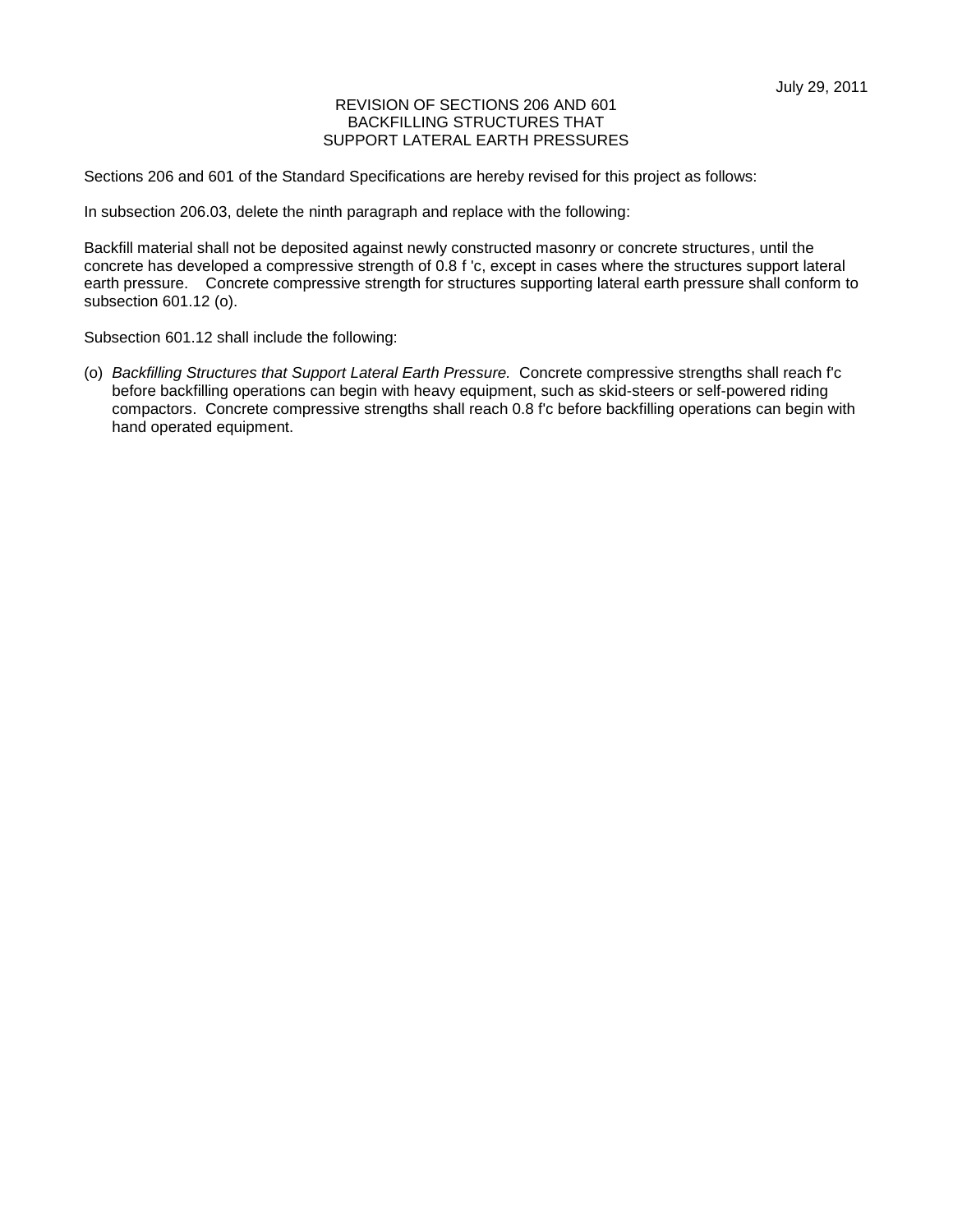July 29, 2011

# REVISION OF SECTIONS 206 AND 601 BACKFILLING STRUCTURES THAT SUPPORT LATERAL EARTH PRESSURES

Sections 206 and 601 of the Standard Specifications are hereby revised for this project as follows:

In subsection 206.03, delete the ninth paragraph and replace with the following:

Backfill material shall not be deposited against newly constructed masonry or concrete structures, until the concrete has developed a compressive strength of 0.8 f 'c, except in cases where the structures support lateral earth pressure. Concrete compressive strength for structures supporting lateral earth pressure shall conform to subsection 601.12 (o).

Subsection 601.12 shall include the following:

(o) *Backfilling Structures that Support Lateral Earth Pressure.* Concrete compressive strengths shall reach f'c before backfilling operations can begin with heavy equipment, such as skid-steers or self-powered riding compactors. Concrete compressive strengths shall reach 0.8 f'c before backfilling operations can begin with hand operated equipment.